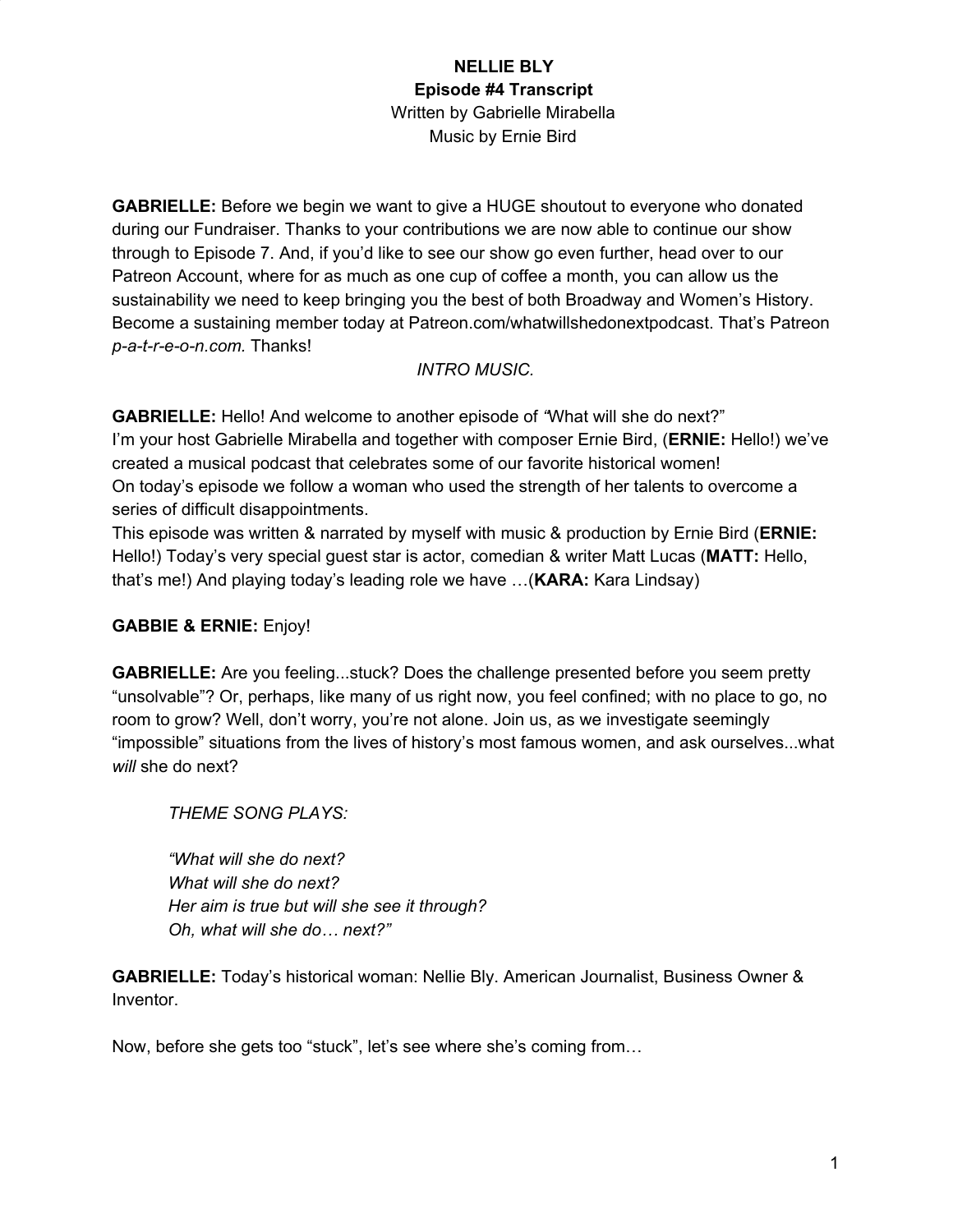**NELLIE BLY**
**Episode #4 Transcript**
Written by Gabrielle Mirabella
Music by Ernie Bird

**GABRIELLE:** Before we begin we want to give a HUGE shoutout to everyone who donated during our Fundraiser. Thanks to your contributions we are now able to continue our show through to Episode 7. And, if you'd like to see our show go even further, head over to our Patreon Account, where for as much as one cup of coffee a month, you can allow us the sustainability we need to keep bringing you the best of both Broadway and Women's History. Become a sustaining member today at Patreon.com/whatwillshedonextpodcast. That's Patreon *p-a-t-r-e-o-n.com.* Thanks!

*INTRO MUSIC.*

**GABRIELLE:** Hello! And welcome to another episode of *"*What will she do next?"
I'm your host Gabrielle Mirabella and together with composer Ernie Bird, (**ERNIE:** Hello!) we've created a musical podcast that celebrates some of our favorite historical women!
On today's episode we follow a woman who used the strength of her talents to overcome a series of difficult disappointments.
This episode was written & narrated by myself with music & production by Ernie Bird (**ERNIE:** Hello!) Today's very special guest star is actor, comedian & writer Matt Lucas (**MATT:** Hello, that's me!) And playing today's leading role we have …(**KARA:** Kara Lindsay)

**GABBIE & ERNIE:** Enjoy!

**GABRIELLE:** Are you feeling...stuck? Does the challenge presented before you seem pretty "unsolvable"? Or, perhaps, like many of us right now, you feel confined; with no place to go, no room to grow? Well, don't worry, you're not alone. Join us, as we investigate seemingly "impossible" situations from the lives of history's most famous women, and ask ourselves...what *will* she do next?

*THEME SONG PLAYS:*

*"What will she do next?*
*What will she do next?*
*Her aim is true but will she see it through?*
*Oh, what will she do… next?"*

**GABRIELLE:** Today's historical woman: Nellie Bly. American Journalist, Business Owner & Inventor.

Now, before she gets too "stuck", let's see where she's coming from…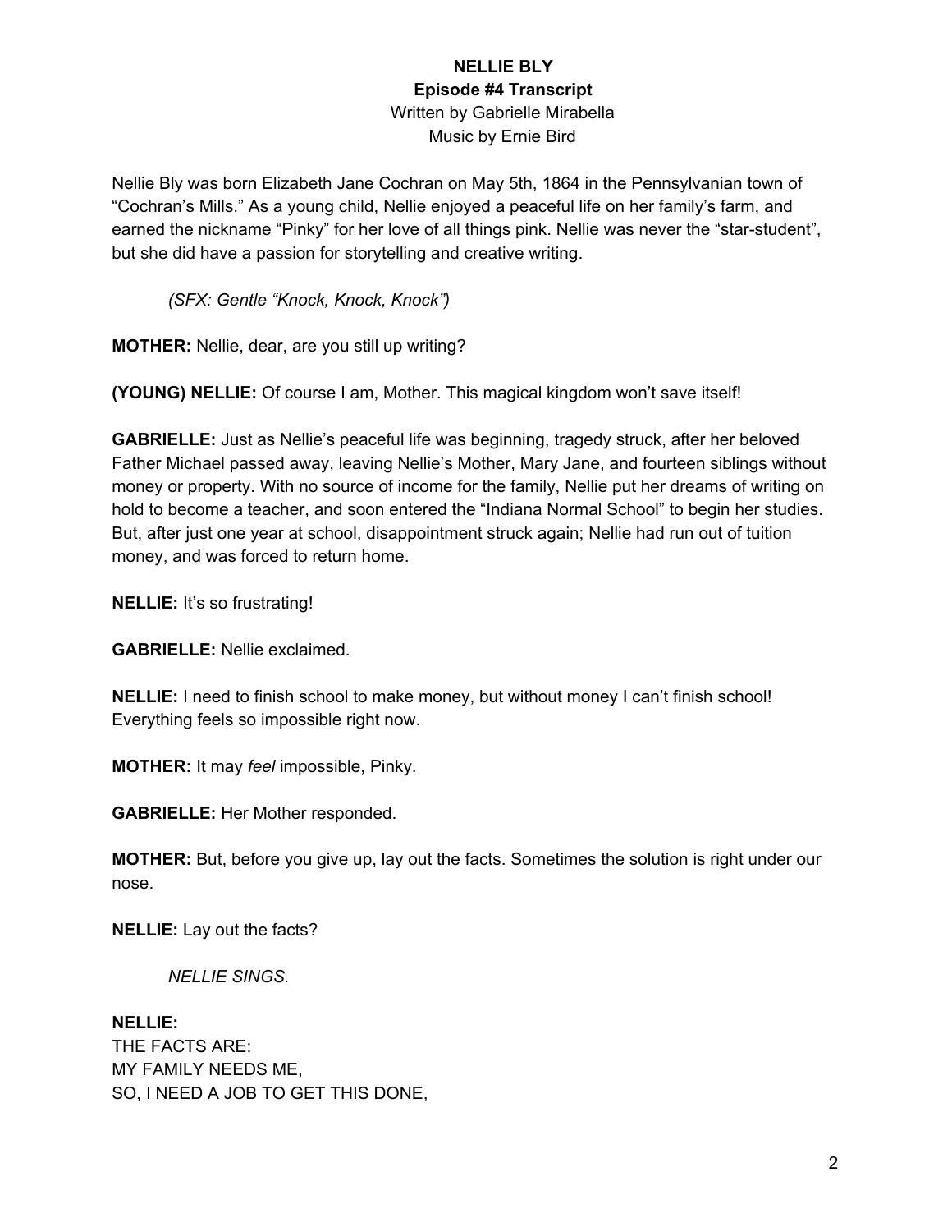**NELLIE BLY**
**Episode #4 Transcript**
Written by Gabrielle Mirabella
Music by Ernie Bird

Nellie Bly was born Elizabeth Jane Cochran on May 5th, 1864 in the Pennsylvanian town of “Cochran’s Mills.” As a young child, Nellie enjoyed a peaceful life on her family’s farm, and earned the nickname “Pinky” for her love of all things pink. Nellie was never the “star-student”, but she did have a passion for storytelling and creative writing.

*(SFX: Gentle “Knock, Knock, Knock”)*

**MOTHER:** Nellie, dear, are you still up writing?

**(YOUNG) NELLIE:** Of course I am, Mother. This magical kingdom won’t save itself!

**GABRIELLE:** Just as Nellie’s peaceful life was beginning, tragedy struck, after her beloved Father Michael passed away, leaving Nellie’s Mother, Mary Jane, and fourteen siblings without money or property. With no source of income for the family, Nellie put her dreams of writing on hold to become a teacher, and soon entered the “Indiana Normal School” to begin her studies. But, after just one year at school, disappointment struck again; Nellie had run out of tuition money, and was forced to return home.

**NELLIE:** It’s so frustrating!

**GABRIELLE:** Nellie exclaimed.

**NELLIE:** I need to finish school to make money, but without money I can’t finish school! Everything feels so impossible right now.

**MOTHER:** It may *feel* impossible, Pinky.

**GABRIELLE:** Her Mother responded.

**MOTHER:** But, before you give up, lay out the facts. Sometimes the solution is right under our nose.

**NELLIE:** Lay out the facts?

*NELLIE SINGS.*

**NELLIE:**
THE FACTS ARE:
MY FAMILY NEEDS ME,
SO, I NEED A JOB TO GET THIS DONE,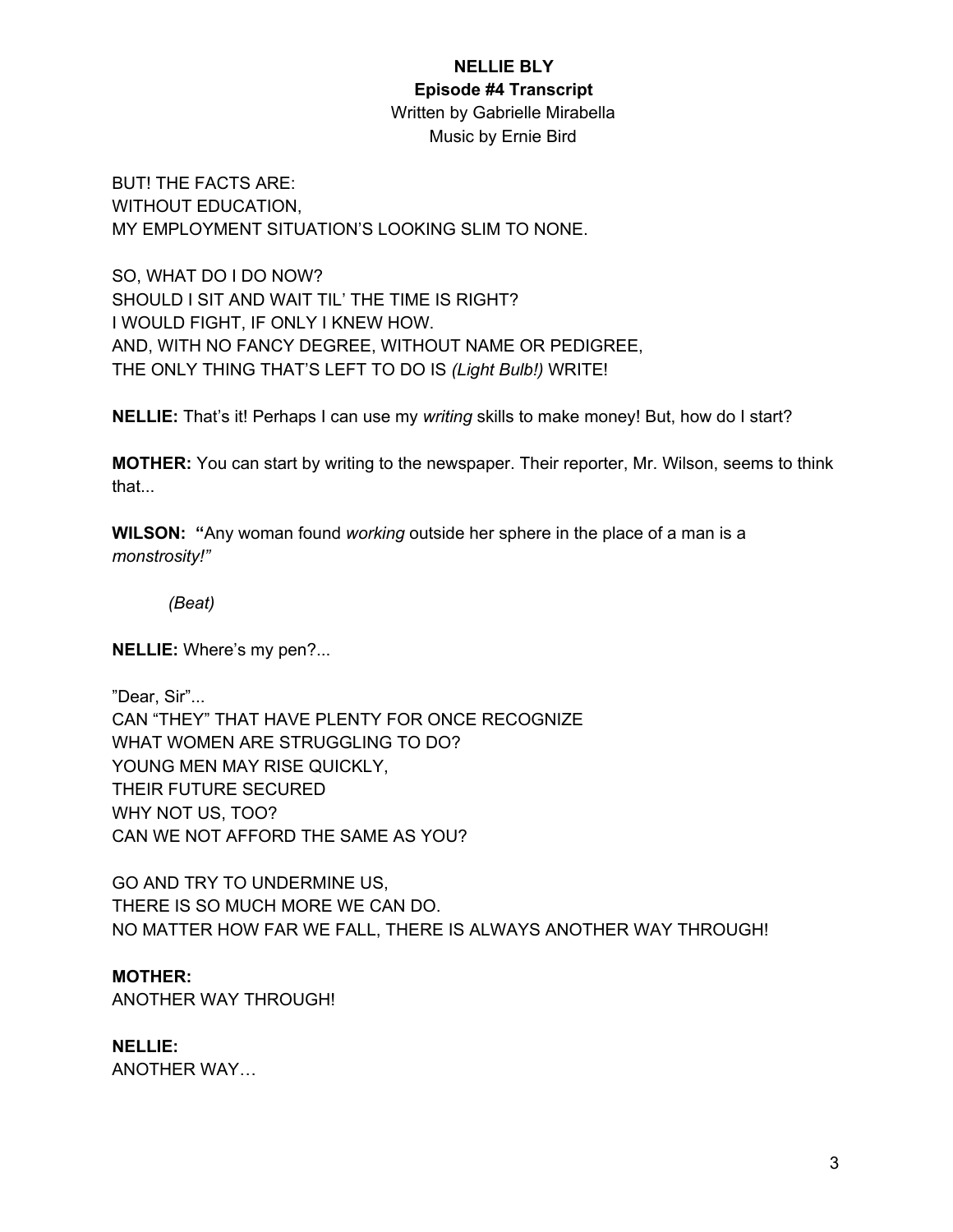**NELLIE BLY**
**Episode #4 Transcript**
Written by Gabrielle Mirabella
Music by Ernie Bird

BUT! THE FACTS ARE:
WITHOUT EDUCATION,
MY EMPLOYMENT SITUATION'S LOOKING SLIM TO NONE.

SO, WHAT DO I DO NOW?
SHOULD I SIT AND WAIT TIL' THE TIME IS RIGHT?
I WOULD FIGHT, IF ONLY I KNEW HOW.
AND, WITH NO FANCY DEGREE, WITHOUT NAME OR PEDIGREE,
THE ONLY THING THAT'S LEFT TO DO IS *(Light Bulb!)* WRITE!

**NELLIE:** That's it! Perhaps I can use my *writing* skills to make money! But, how do I start?

**MOTHER:** You can start by writing to the newspaper. Their reporter, Mr. Wilson, seems to think that...

**WILSON:** **"**Any woman found *working* outside her sphere in the place of a man is a *monstrosity!"*

*(Beat)*

**NELLIE:** Where's my pen?...

"Dear, Sir"...
CAN "THEY" THAT HAVE PLENTY FOR ONCE RECOGNIZE
WHAT WOMEN ARE STRUGGLING TO DO?
YOUNG MEN MAY RISE QUICKLY,
THEIR FUTURE SECURED
WHY NOT US, TOO?
CAN WE NOT AFFORD THE SAME AS YOU?

GO AND TRY TO UNDERMINE US,
THERE IS SO MUCH MORE WE CAN DO.
NO MATTER HOW FAR WE FALL, THERE IS ALWAYS ANOTHER WAY THROUGH!

**MOTHER:**
ANOTHER WAY THROUGH!

**NELLIE:**
ANOTHER WAY…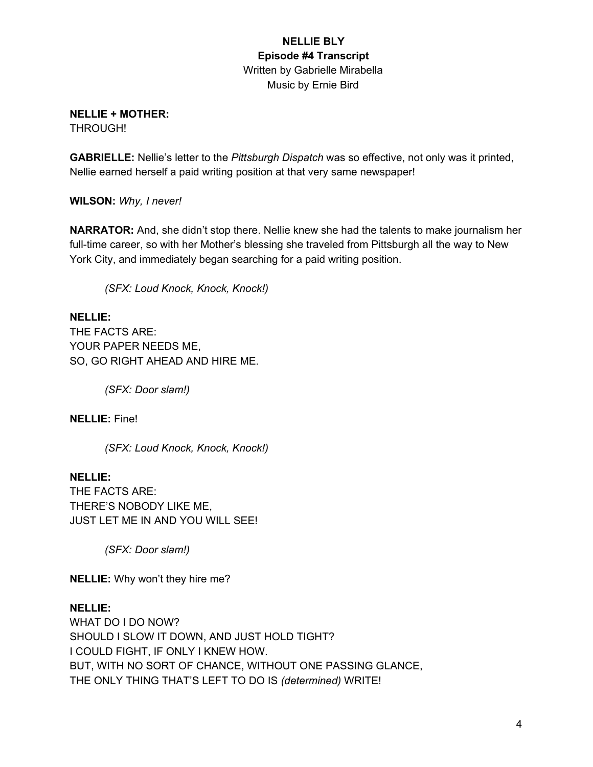**NELLIE BLY**
**Episode #4 Transcript**
Written by Gabrielle Mirabella
Music by Ernie Bird

**NELLIE + MOTHER:**
THROUGH!

**GABRIELLE:** Nellie's letter to the *Pittsburgh Dispatch* was so effective, not only was it printed, Nellie earned herself a paid writing position at that very same newspaper!

**WILSON:** *Why, I never!*

**NARRATOR:** And, she didn't stop there. Nellie knew she had the talents to make journalism her full-time career, so with her Mother's blessing she traveled from Pittsburgh all the way to New York City, and immediately began searching for a paid writing position.

*(SFX: Loud Knock, Knock, Knock!)*

**NELLIE:**
THE FACTS ARE:
YOUR PAPER NEEDS ME,
SO, GO RIGHT AHEAD AND HIRE ME.

*(SFX: Door slam!)*

**NELLIE:** Fine!

*(SFX: Loud Knock, Knock, Knock!)*

**NELLIE:**
THE FACTS ARE:
THERE'S NOBODY LIKE ME,
JUST LET ME IN AND YOU WILL SEE!

*(SFX: Door slam!)*

**NELLIE:** Why won't they hire me?

**NELLIE:**
WHAT DO I DO NOW?
SHOULD I SLOW IT DOWN, AND JUST HOLD TIGHT?
I COULD FIGHT, IF ONLY I KNEW HOW.
BUT, WITH NO SORT OF CHANCE, WITHOUT ONE PASSING GLANCE,
THE ONLY THING THAT'S LEFT TO DO IS *(determined)* WRITE!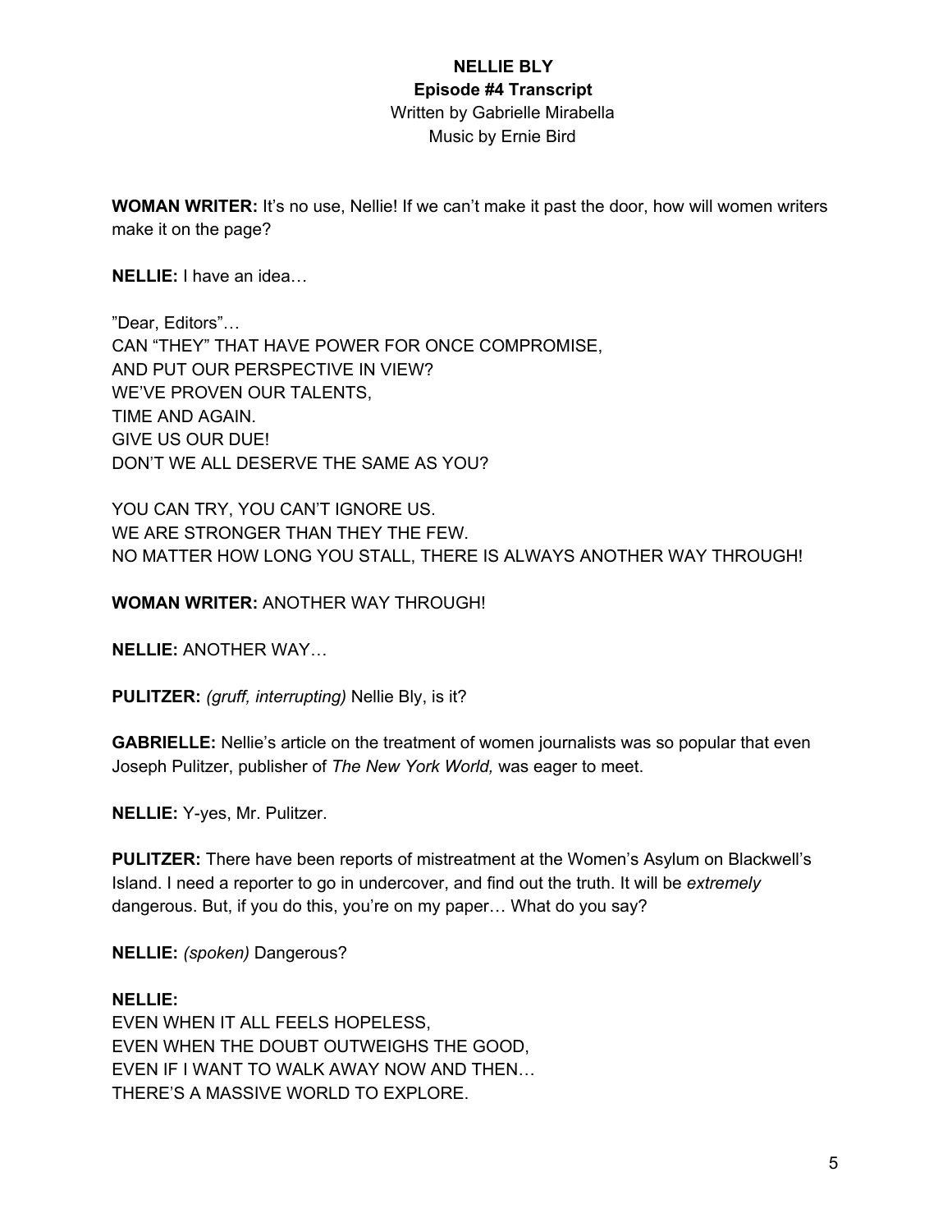**NELLIE BLY**
**Episode #4 Transcript**
Written by Gabrielle Mirabella
Music by Ernie Bird

**WOMAN WRITER:** It's no use, Nellie! If we can't make it past the door, how will women writers make it on the page?

**NELLIE:** I have an idea…

"Dear, Editors"…
CAN "THEY" THAT HAVE POWER FOR ONCE COMPROMISE,
AND PUT OUR PERSPECTIVE IN VIEW?
WE'VE PROVEN OUR TALENTS,
TIME AND AGAIN.
GIVE US OUR DUE!
DON'T WE ALL DESERVE THE SAME AS YOU?

YOU CAN TRY, YOU CAN'T IGNORE US.
WE ARE STRONGER THAN THEY THE FEW.
NO MATTER HOW LONG YOU STALL, THERE IS ALWAYS ANOTHER WAY THROUGH!

**WOMAN WRITER:** ANOTHER WAY THROUGH!

**NELLIE:** ANOTHER WAY…

**PULITZER:** *(gruff, interrupting)* Nellie Bly, is it?

**GABRIELLE:** Nellie's article on the treatment of women journalists was so popular that even Joseph Pulitzer, publisher of *The New York World,* was eager to meet.

**NELLIE:** Y-yes, Mr. Pulitzer.

**PULITZER:** There have been reports of mistreatment at the Women's Asylum on Blackwell's Island. I need a reporter to go in undercover, and find out the truth. It will be *extremely* dangerous. But, if you do this, you're on my paper… What do you say?

**NELLIE:** *(spoken)* Dangerous?

**NELLIE:**
EVEN WHEN IT ALL FEELS HOPELESS,
EVEN WHEN THE DOUBT OUTWEIGHS THE GOOD,
EVEN IF I WANT TO WALK AWAY NOW AND THEN…
THERE'S A MASSIVE WORLD TO EXPLORE.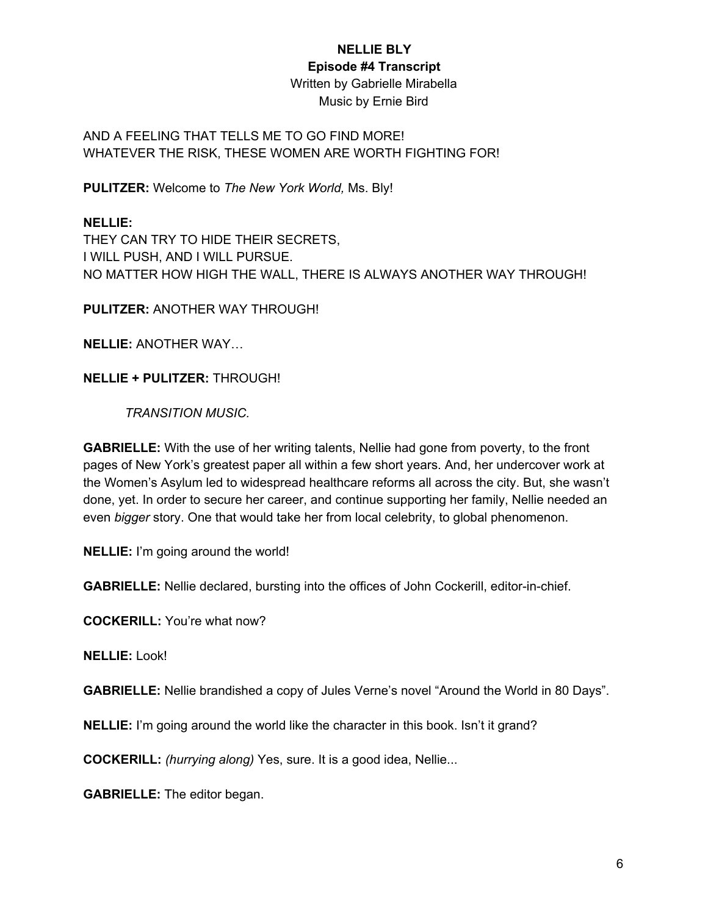AND A FEELING THAT TELLS ME TO GO FIND MORE!
WHATEVER THE RISK, THESE WOMEN ARE WORTH FIGHTING FOR!

**PULITZER:** Welcome to *The New York World,* Ms. Bly!

**NELLIE:**
THEY CAN TRY TO HIDE THEIR SECRETS,
I WILL PUSH, AND I WILL PURSUE.
NO MATTER HOW HIGH THE WALL, THERE IS ALWAYS ANOTHER WAY THROUGH!

**PULITZER:** ANOTHER WAY THROUGH!

**NELLIE:** ANOTHER WAY…

**NELLIE + PULITZER:** THROUGH!

*TRANSITION MUSIC.*

**GABRIELLE:** With the use of her writing talents, Nellie had gone from poverty, to the front pages of New York's greatest paper all within a few short years. And, her undercover work at the Women's Asylum led to widespread healthcare reforms all across the city. But, she wasn't done, yet. In order to secure her career, and continue supporting her family, Nellie needed an even *bigger* story. One that would take her from local celebrity, to global phenomenon.

**NELLIE:** I'm going around the world!

**GABRIELLE:** Nellie declared, bursting into the offices of John Cockerill, editor-in-chief.

**COCKERILL:** You're what now?

**NELLIE:** Look!

**GABRIELLE:** Nellie brandished a copy of Jules Verne's novel "Around the World in 80 Days".

**NELLIE:** I'm going around the world like the character in this book. Isn't it grand?

**COCKERILL:** *(hurrying along)* Yes, sure. It is a good idea, Nellie...

**GABRIELLE:** The editor began.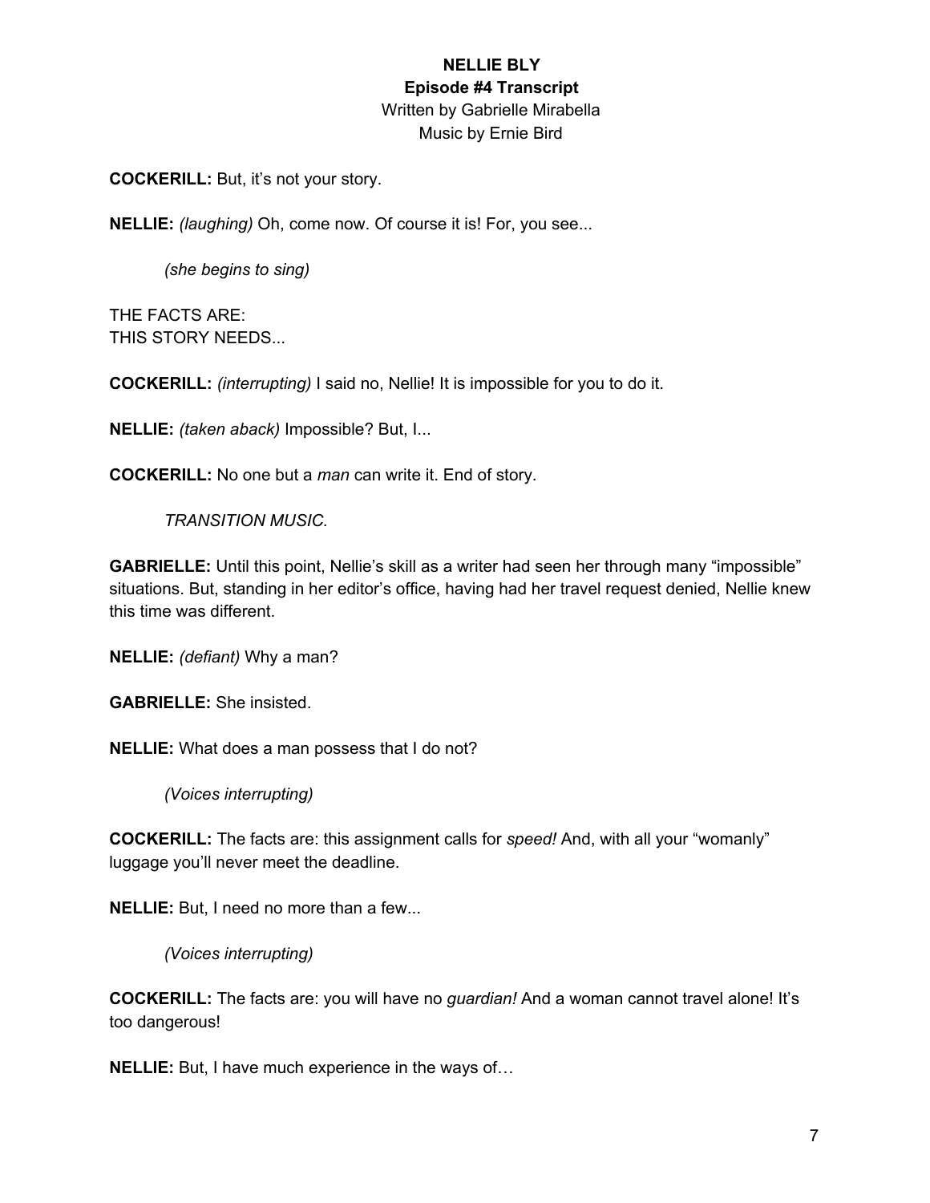**NELLIE BLY**
**Episode #4 Transcript**
Written by Gabrielle Mirabella
Music by Ernie Bird

**COCKERILL:** But, it's not your story.

**NELLIE:** *(laughing)* Oh, come now. Of course it is! For, you see...

*(she begins to sing)*

THE FACTS ARE:
THIS STORY NEEDS...

**COCKERILL:** *(interrupting)* I said no, Nellie! It is impossible for you to do it.

**NELLIE:** *(taken aback)* Impossible? But, I...

**COCKERILL:** No one but a *man* can write it. End of story.

*TRANSITION MUSIC.*

**GABRIELLE:** Until this point, Nellie's skill as a writer had seen her through many "impossible" situations. But, standing in her editor's office, having had her travel request denied, Nellie knew this time was different.

**NELLIE:** *(defiant)* Why a man?

**GABRIELLE:** She insisted.

**NELLIE:** What does a man possess that I do not?

*(Voices interrupting)*

**COCKERILL:** The facts are: this assignment calls for *speed!* And, with all your "womanly" luggage you'll never meet the deadline.

**NELLIE:** But, I need no more than a few...

*(Voices interrupting)*

**COCKERILL:** The facts are: you will have no *guardian!* And a woman cannot travel alone! It's too dangerous!

**NELLIE:** But, I have much experience in the ways of…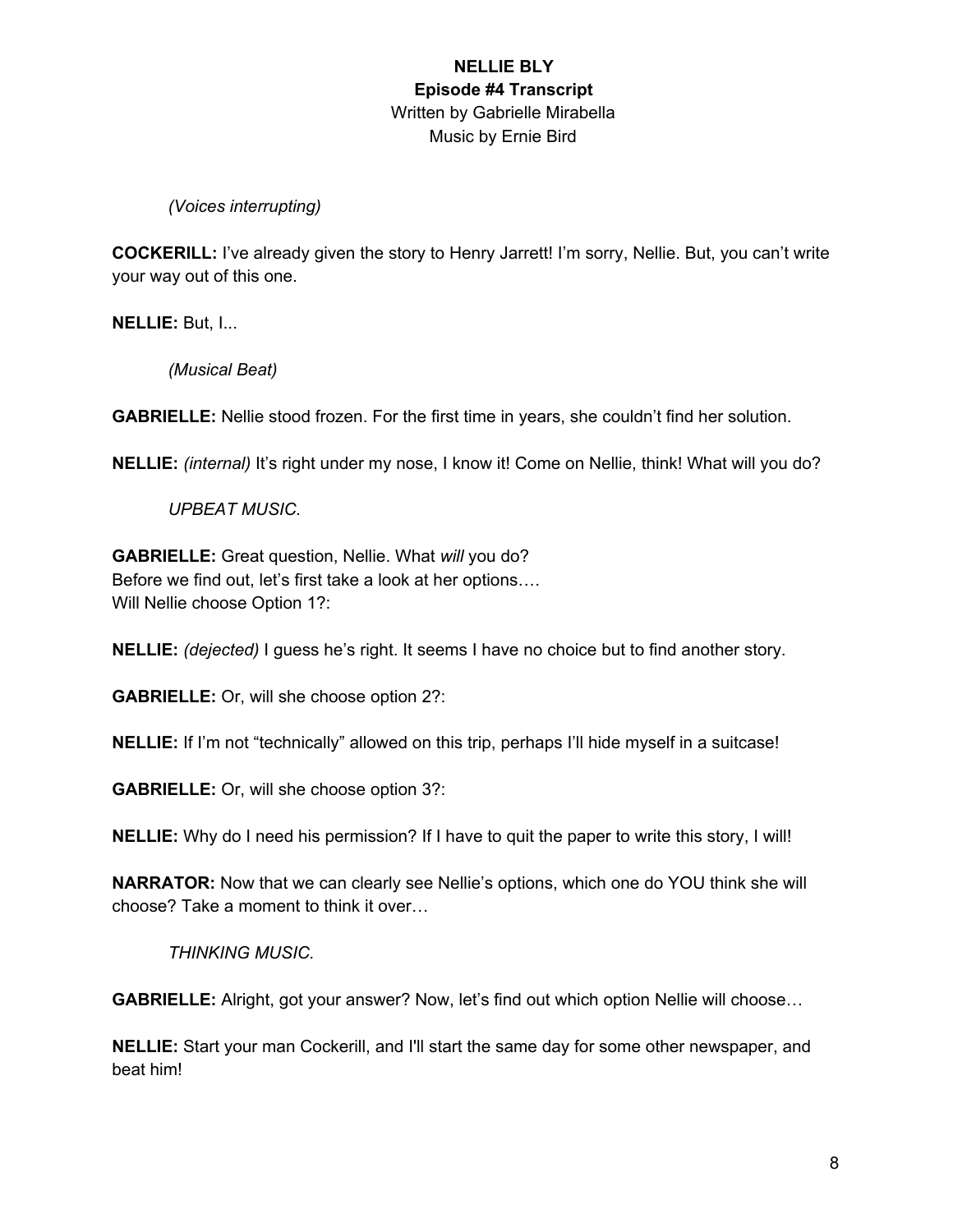**NELLIE BLY**
**Episode #4 Transcript**
Written by Gabrielle Mirabella
Music by Ernie Bird

*(Voices interrupting)*

**COCKERILL:** I've already given the story to Henry Jarrett! I'm sorry, Nellie. But, you can't write your way out of this one.

**NELLIE:** But, I...

*(Musical Beat)*

**GABRIELLE:** Nellie stood frozen. For the first time in years, she couldn't find her solution.

**NELLIE:** *(internal)* It's right under my nose, I know it! Come on Nellie, think! What will you do?

*UPBEAT MUSIC.*

**GABRIELLE:** Great question, Nellie. What *will* you do?
Before we find out, let's first take a look at her options….
Will Nellie choose Option 1?:

**NELLIE:** *(dejected)* I guess he's right. It seems I have no choice but to find another story.

**GABRIELLE:** Or, will she choose option 2?:

**NELLIE:** If I'm not "technically" allowed on this trip, perhaps I'll hide myself in a suitcase!

**GABRIELLE:** Or, will she choose option 3?:

**NELLIE:** Why do I need his permission? If I have to quit the paper to write this story, I will!

**NARRATOR:** Now that we can clearly see Nellie's options, which one do YOU think she will choose? Take a moment to think it over…

*THINKING MUSIC.*

**GABRIELLE:** Alright, got your answer? Now, let's find out which option Nellie will choose…

**NELLIE:** Start your man Cockerill, and I'll start the same day for some other newspaper, and beat him!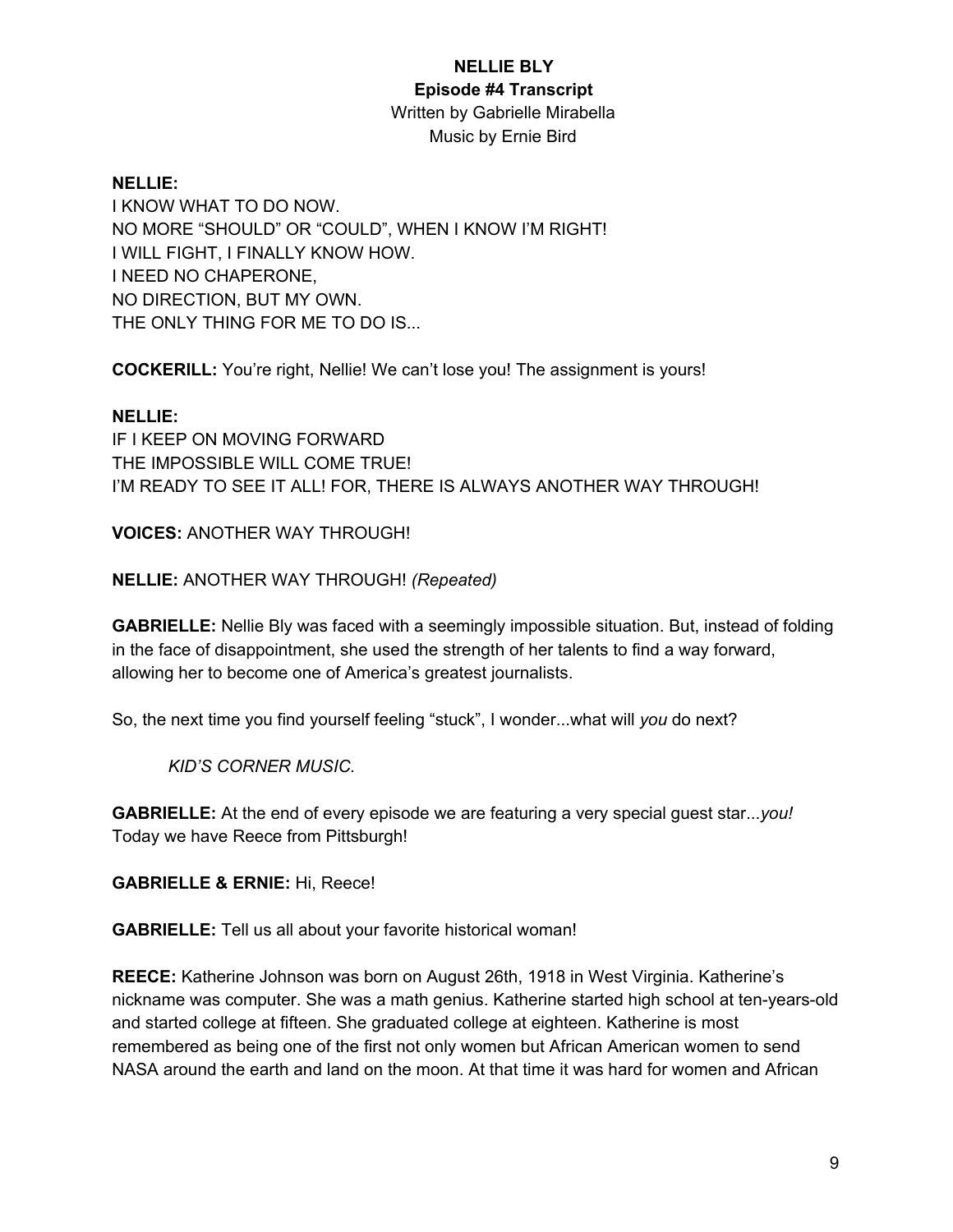**NELLIE BLY**

**Episode #4 Transcript**

Written by Gabrielle Mirabella

Music by Ernie Bird

**NELLIE:**
I KNOW WHAT TO DO NOW.
NO MORE "SHOULD" OR "COULD", WHEN I KNOW I'M RIGHT!
I WILL FIGHT, I FINALLY KNOW HOW.
I NEED NO CHAPERONE,
NO DIRECTION, BUT MY OWN.
THE ONLY THING FOR ME TO DO IS...

**COCKERILL:** You're right, Nellie! We can't lose you! The assignment is yours!

**NELLIE:**
IF I KEEP ON MOVING FORWARD
THE IMPOSSIBLE WILL COME TRUE!
I'M READY TO SEE IT ALL! FOR, THERE IS ALWAYS ANOTHER WAY THROUGH!

**VOICES:** ANOTHER WAY THROUGH!

**NELLIE:** ANOTHER WAY THROUGH! *(Repeated)*

**GABRIELLE:** Nellie Bly was faced with a seemingly impossible situation. But, instead of folding in the face of disappointment, she used the strength of her talents to find a way forward, allowing her to become one of America's greatest journalists.

So, the next time you find yourself feeling "stuck", I wonder...what will *you* do next?

*KID'S CORNER MUSIC.*

**GABRIELLE:** At the end of every episode we are featuring a very special guest star...*you!* Today we have Reece from Pittsburgh!

**GABRIELLE & ERNIE:** Hi, Reece!

**GABRIELLE:** Tell us all about your favorite historical woman!

**REECE:** Katherine Johnson was born on August 26th, 1918 in West Virginia. Katherine's nickname was computer. She was a math genius. Katherine started high school at ten-years-old and started college at fifteen. She graduated college at eighteen. Katherine is most remembered as being one of the first not only women but African American women to send NASA around the earth and land on the moon. At that time it was hard for women and African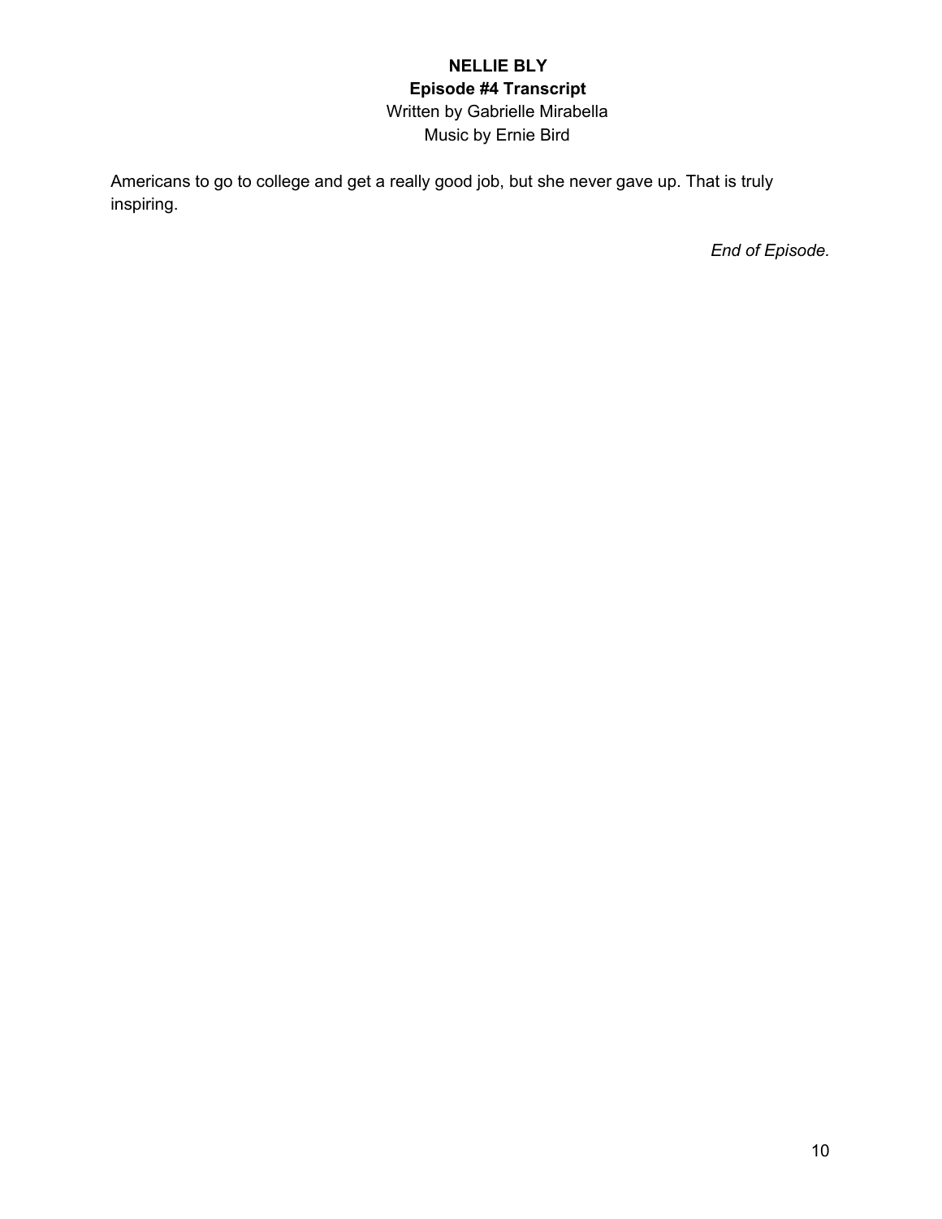Americans to go to college and get a really good job, but she never gave up. That is truly inspiring.

*End of Episode.*